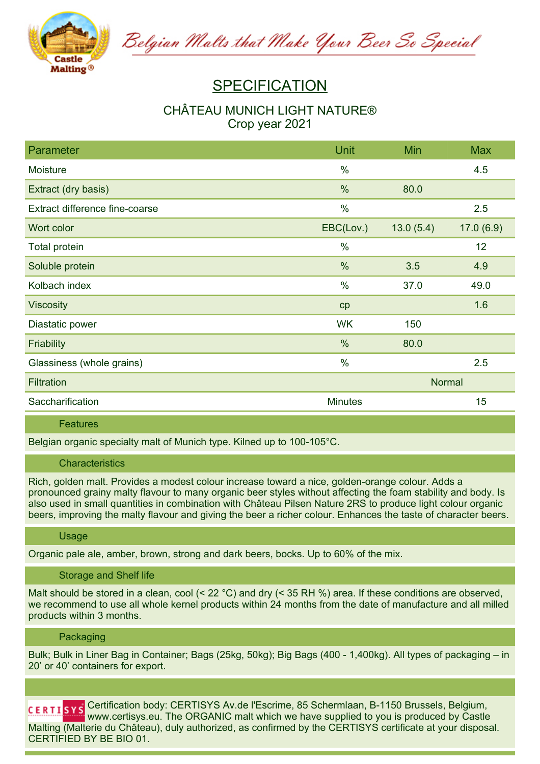*Belgian Malts that Make Your Beer So Special*

# SPECIFICATION

## CHÂTEAU MUNICH LIGHT NATURE®
Crop year 2021

| Parameter | Unit | Min | Max |
| --- | --- | --- | --- |
| Moisture | % | | 4.5 |
| Extract (dry basis) | % | 80.0 | |
| Extract difference fine-coarse | % | | 2.5 |
| Wort color | EBC(Lov.) | 13.0 (5.4) | 17.0 (6.9) |
| Total protein | % | | 12 |
| Soluble protein | % | 3.5 | 4.9 |
| Kolbach index | % | 37.0 | 49.0 |
| Viscosity | cp | | 1.6 |
| Diastatic power | WK | 150 | |
| Friability | % | 80.0 | |
| Glassiness (whole grains) | % | | 2.5 |
| Filtration | | Normal | |
| Saccharification | Minutes | | 15 |

### Features

Belgian organic specialty malt of Munich type. Kilned up to 100-105°C.

### Characteristics

Rich, golden malt. Provides a modest colour increase toward a nice, golden-orange colour. Adds a pronounced grainy malty flavour to many organic beer styles without affecting the foam stability and body. Is also used in small quantities in combination with Château Pilsen Nature 2RS to produce light colour organic beers, improving the malty flavour and giving the beer a richer colour. Enhances the taste of character beers.

### Usage

Organic pale ale, amber, brown, strong and dark beers, bocks. Up to 60% of the mix.

### Storage and Shelf life

Malt should be stored in a clean, cool (< 22 °C) and dry (< 35 RH %) area. If these conditions are observed, we recommend to use all whole kernel products within 24 months from the date of manufacture and all milled products within 3 months.

### Packaging

Bulk; Bulk in Liner Bag in Container; Bags (25kg, 50kg); Big Bags (400 - 1,400kg). All types of packaging – in 20' or 40' containers for export.

CERTISYS Certification body: CERTISYS Av.de l'Escrime, 85 Schermlaan, B-1150 Brussels, Belgium, www.certisys.eu. The ORGANIC malt which we have supplied to you is produced by Castle Malting (Malterie du Château), duly authorized, as confirmed by the CERTISYS certificate at your disposal. CERTIFIED BY BE BIO 01.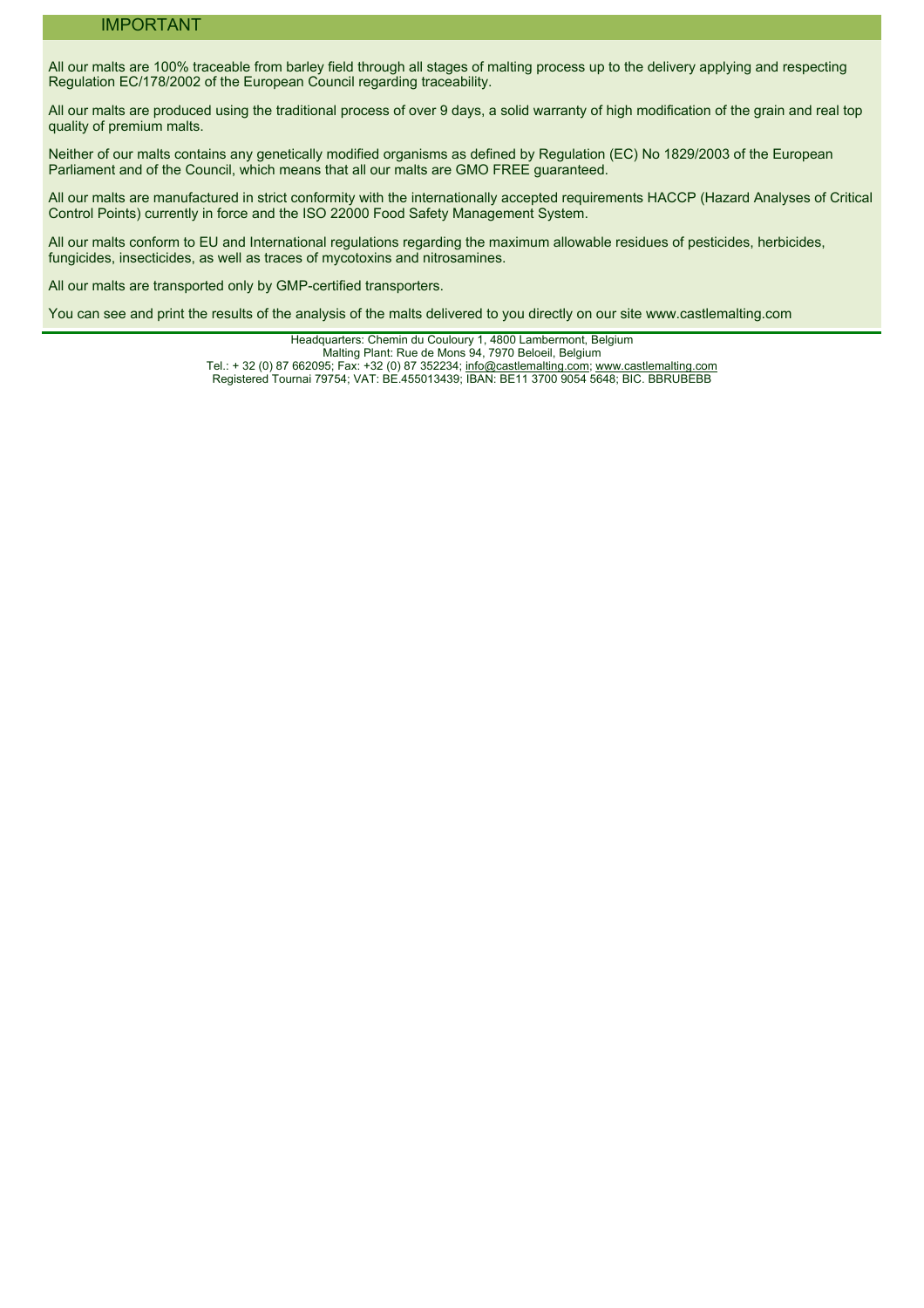## IMPORTANT

All our malts are 100% traceable from barley field through all stages of malting process up to the delivery applying and respecting Regulation EC/178/2002 of the European Council regarding traceability.

All our malts are produced using the traditional process of over 9 days, a solid warranty of high modification of the grain and real top quality of premium malts.

Neither of our malts contains any genetically modified organisms as defined by Regulation (EC) No 1829/2003 of the European Parliament and of the Council, which means that all our malts are GMO FREE guaranteed.

All our malts are manufactured in strict conformity with the internationally accepted requirements HACCP (Hazard Analyses of Critical Control Points) currently in force and the ISO 22000 Food Safety Management System.

All our malts conform to EU and International regulations regarding the maximum allowable residues of pesticides, herbicides, fungicides, insecticides, as well as traces of mycotoxins and nitrosamines.

All our malts are transported only by GMP-certified transporters.

You can see and print the results of the analysis of the malts delivered to you directly on our site www.castlemalting.com

Headquarters: Chemin du Couloury 1, 4800 Lambermont, Belgium
Malting Plant: Rue de Mons 94, 7970 Beloeil, Belgium
Tel.: + 32 (0) 87 662095; Fax: +32 (0) 87 352234; info@castlemalting.com; www.castlemalting.com
Registered Tournai 79754; VAT: BE.455013439; IBAN: BE11 3700 9054 5648; BIC. BBRUBEBB